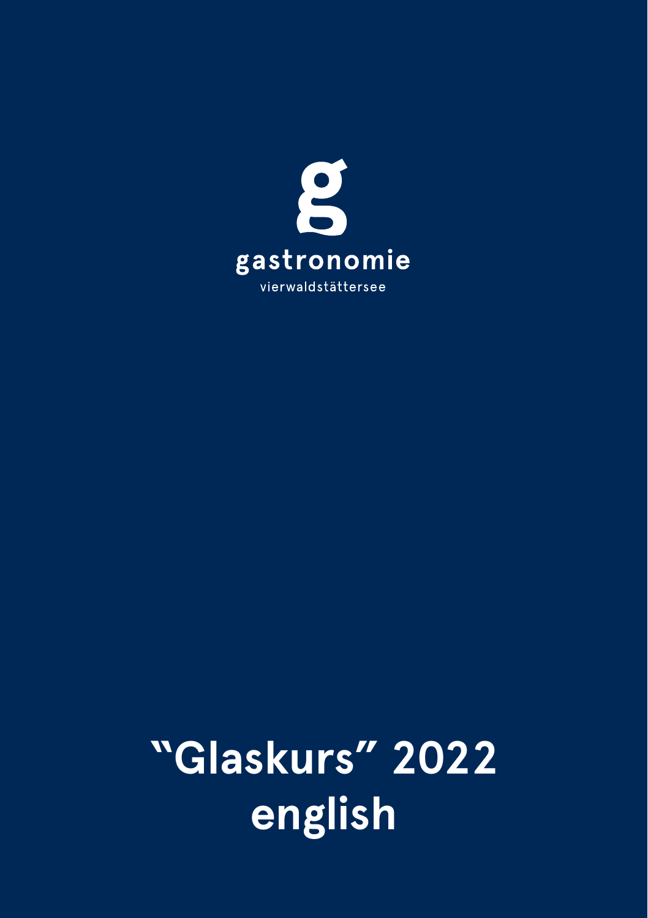g

gastronomie

vierwaldstättersee

# "Glaskurs" 2022 english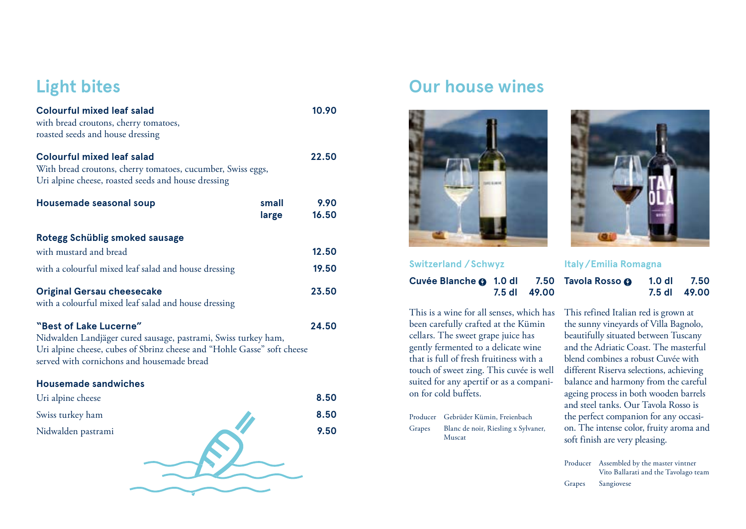## Light bites

**Colourful mixed leaf salad** — **10.90**
with bread croutons, cherry tomatoes, roasted seeds and house dressing

**Colourful mixed leaf salad** — **22.50**
With bread croutons, cherry tomatoes, cucumber, Swiss eggs, Uri alpine cheese, roasted seeds and house dressing

**Housemade seasonal soup** — small **9.90** / large **16.50**

**Rotegg Schüblig smoked sausage**
with mustard and bread — **12.50**
with a colourful mixed leaf salad and house dressing — **19.50**

**Original Gersau cheesecake** — **23.50**
with a colourful mixed leaf salad and house dressing

**"Best of Lake Lucerne"** — **24.50**
Nidwalden Landjäger cured sausage, pastrami, Swiss turkey ham, Uri alpine cheese, cubes of Sbrinz cheese and "Hohle Gasse" soft cheese served with cornichons and housemade bread

**Housemade sandwiches**
Uri alpine cheese — **8.50**
Swiss turkey ham — **8.50**
Nidwalden pastrami — **9.50**

## Our house wines

### Switzerland / Schwyz

**Cuvée Blanche** — 1.0 dl **7.50** / 7.5 dl **49.00**

This is a wine for all senses, which has been carefully crafted at the Kümin cellars. The sweet grape juice has gently fermented to a delicate wine that is full of fresh fruitiness with a touch of sweet zing. This cuvée is well suited for any apertif or as a companion for cold buffets.

Producer: Gebrüder Kümin, Freienbach
Grapes: Blanc de noir, Riesling x Sylvaner, Muscat

### Italy / Emilia Romagna

**Tavola Rosso** — 1.0 dl **7.50** / 7.5 dl **49.00**

This refined Italian red is grown at the sunny vineyards of Villa Bagnolo, beautifully situated between Tuscany and the Adriatic Coast. The masterful blend combines a robust Cuvée with different Riserva selections, achieving balance and harmony from the careful ageing process in both wooden barrels and steel tanks. Our Tavola Rosso is the perfect companion for any occasion. The intense color, fruity aroma and soft finish are very pleasing.

Producer: Assembled by the master vintner Vito Ballarati and the Tavolago team
Grapes: Sangiovese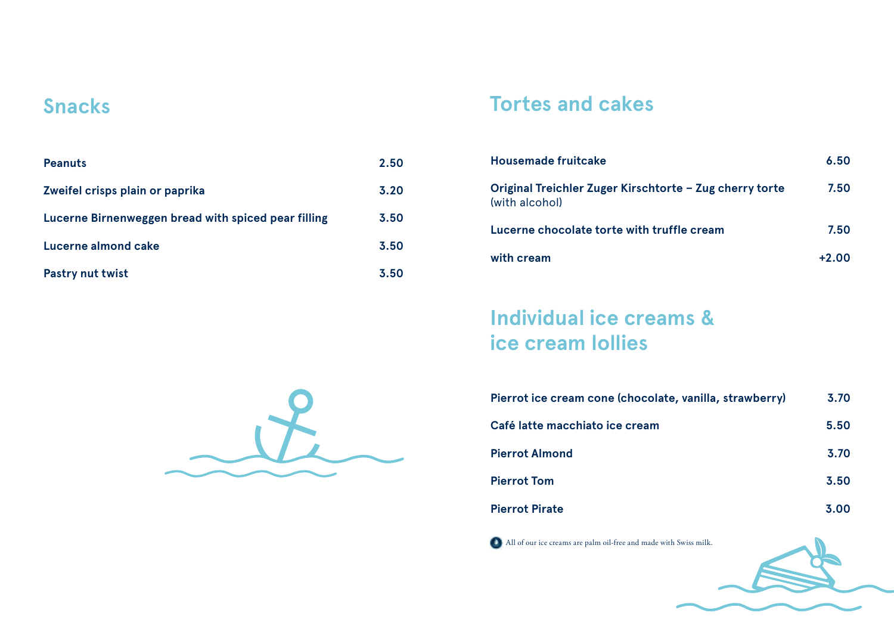## Snacks

| Item | Price |
| --- | --- |
| **Peanuts** | **2.50** |
| **Zweifel crisps plain or paprika** | **3.20** |
| **Lucerne Birnenweggen bread with spiced pear filling** | **3.50** |
| **Lucerne almond cake** | **3.50** |
| **Pastry nut twist** | **3.50** |

## Tortes and cakes

| Item | Price |
| --- | --- |
| **Housemade fruitcake** | **6.50** |
| **Original Treichler Zuger Kirschtorte – Zug cherry torte** (with alcohol) | **7.50** |
| **Lucerne chocolate torte with truffle cream** | **7.50** |
| **with cream** | **+2.00** |

## Individual ice creams & ice cream lollies

| Item | Price |
| --- | --- |
| **Pierrot ice cream cone (chocolate, vanilla, strawberry)** | **3.70** |
| **Café latte macchiato ice cream** | **5.50** |
| **Pierrot Almond** | **3.70** |
| **Pierrot Tom** | **3.50** |
| **Pierrot Pirate** | **3.00** |

All of our ice creams are palm oil-free and made with Swiss milk.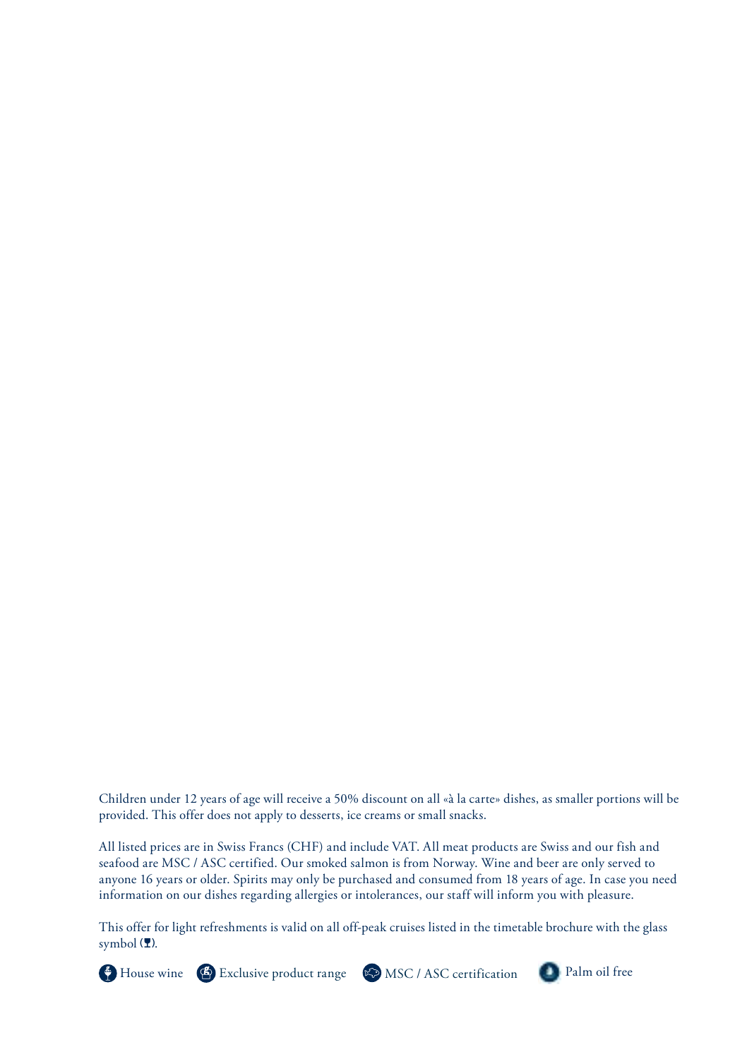Children under 12 years of age will receive a 50% discount on all «à la carte» dishes, as smaller portions will be provided. This offer does not apply to desserts, ice creams or small snacks.

All listed prices are in Swiss Francs (CHF) and include VAT. All meat products are Swiss and our fish and seafood are MSC / ASC certified. Our smoked salmon is from Norway. Wine and beer are only served to anyone 16 years or older. Spirits may only be purchased and consumed from 18 years of age. In case you need information on our dishes regarding allergies or intolerances, our staff will inform you with pleasure.

This offer for light refreshments is valid on all off-peak cruises listed in the timetable brochure with the glass symbol (🍷).

House wine · Exclusive product range · MSC / ASC certification · Palm oil free